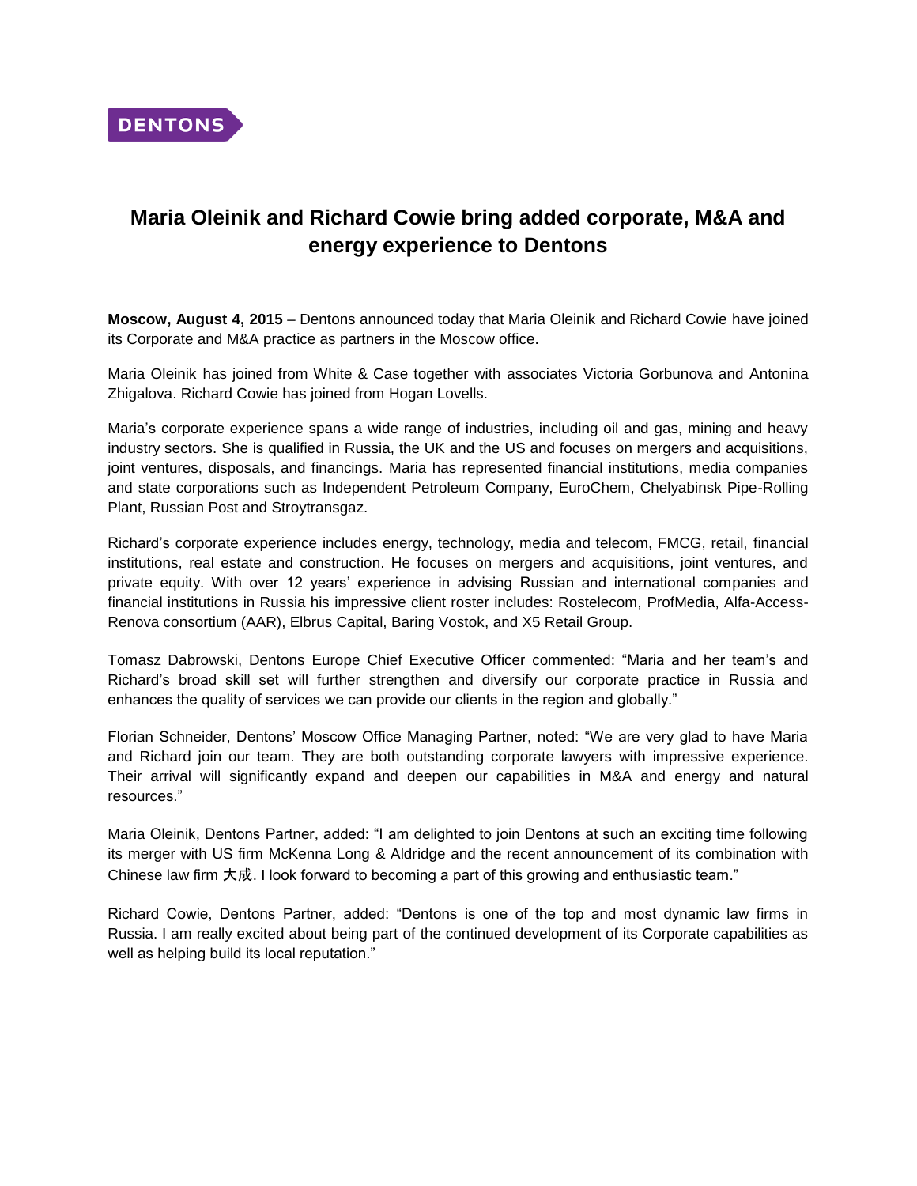DENTONS

# Maria Oleinik and Richard Cowie bring added corporate, M&A and energy experience to Dentons

**Moscow, August 4, 2015** – Dentons announced today that Maria Oleinik and Richard Cowie have joined its Corporate and M&A practice as partners in the Moscow office.

Maria Oleinik has joined from White & Case together with associates Victoria Gorbunova and Antonina Zhigalova. Richard Cowie has joined from Hogan Lovells.

Maria's corporate experience spans a wide range of industries, including oil and gas, mining and heavy industry sectors. She is qualified in Russia, the UK and the US and focuses on mergers and acquisitions, joint ventures, disposals, and financings. Maria has represented financial institutions, media companies and state corporations such as Independent Petroleum Company, EuroChem, Chelyabinsk Pipe-Rolling Plant, Russian Post and Stroytransgaz.

Richard's corporate experience includes energy, technology, media and telecom, FMCG, retail, financial institutions, real estate and construction. He focuses on mergers and acquisitions, joint ventures, and private equity. With over 12 years' experience in advising Russian and international companies and financial institutions in Russia his impressive client roster includes: Rostelecom, ProfMedia, Alfa-Access-Renova consortium (AAR), Elbrus Capital, Baring Vostok, and X5 Retail Group.

Tomasz Dabrowski, Dentons Europe Chief Executive Officer commented: "Maria and her team's and Richard's broad skill set will further strengthen and diversify our corporate practice in Russia and enhances the quality of services we can provide our clients in the region and globally."

Florian Schneider, Dentons' Moscow Office Managing Partner, noted: "We are very glad to have Maria and Richard join our team. They are both outstanding corporate lawyers with impressive experience. Their arrival will significantly expand and deepen our capabilities in M&A and energy and natural resources."

Maria Oleinik, Dentons Partner, added: "I am delighted to join Dentons at such an exciting time following its merger with US firm McKenna Long & Aldridge and the recent announcement of its combination with Chinese law firm 大成. I look forward to becoming a part of this growing and enthusiastic team."

Richard Cowie, Dentons Partner, added: "Dentons is one of the top and most dynamic law firms in Russia. I am really excited about being part of the continued development of its Corporate capabilities as well as helping build its local reputation."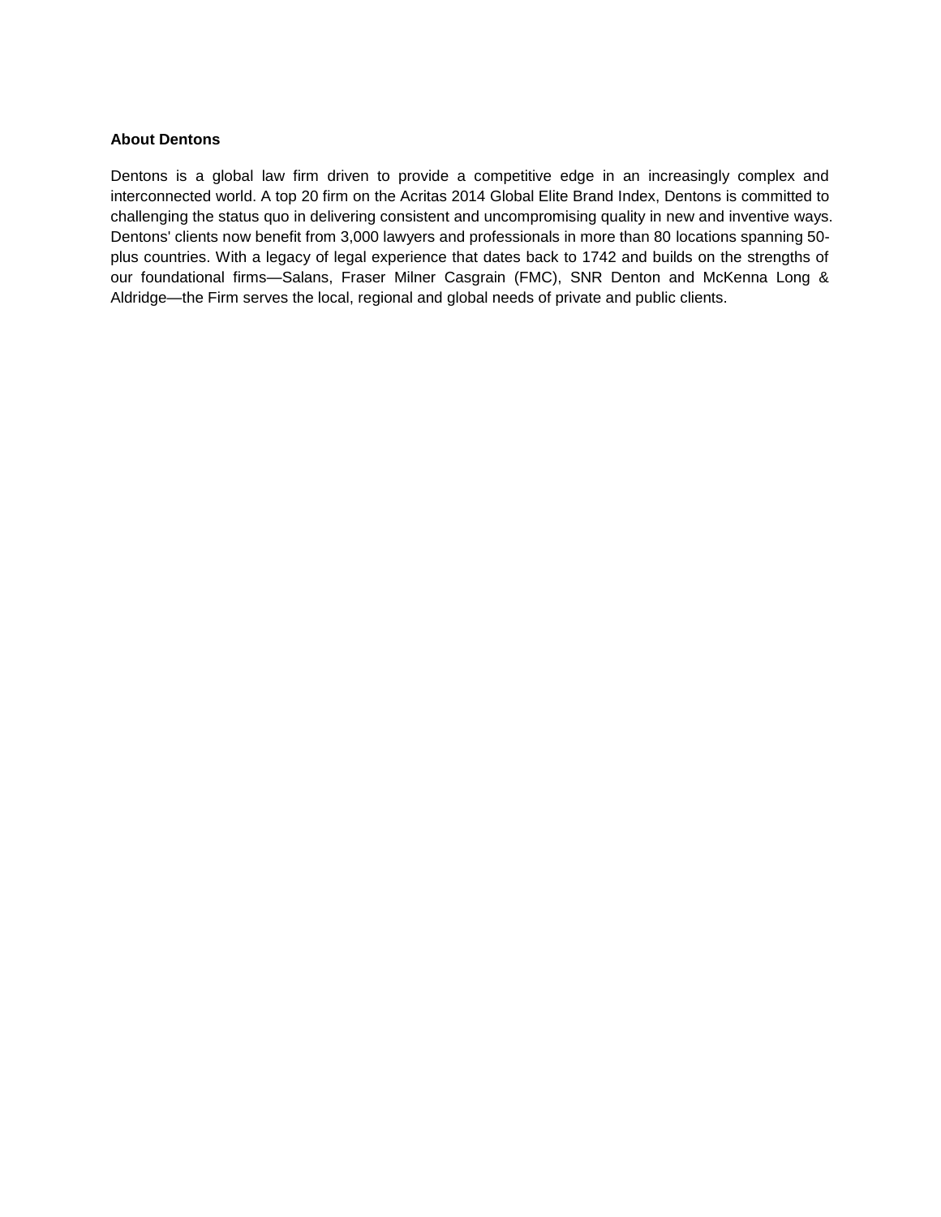**About Dentons**

Dentons is a global law firm driven to provide a competitive edge in an increasingly complex and interconnected world. A top 20 firm on the Acritas 2014 Global Elite Brand Index, Dentons is committed to challenging the status quo in delivering consistent and uncompromising quality in new and inventive ways. Dentons' clients now benefit from 3,000 lawyers and professionals in more than 80 locations spanning 50-plus countries. With a legacy of legal experience that dates back to 1742 and builds on the strengths of our foundational firms—Salans, Fraser Milner Casgrain (FMC), SNR Denton and McKenna Long & Aldridge—the Firm serves the local, regional and global needs of private and public clients.